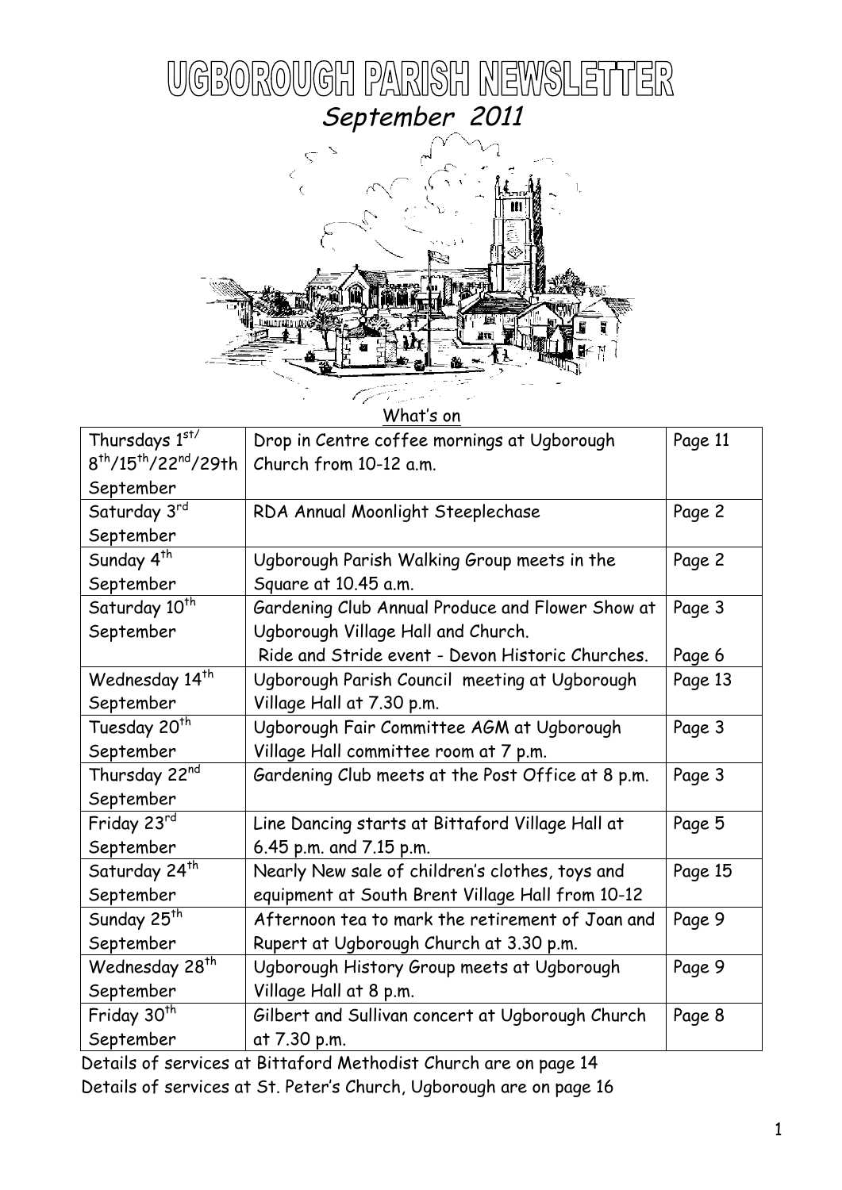# UGBOROUGH PARISH NEWSLETTER

*September 2011*

What's on

| | | |
|---|---|---|
| Thursdays 1st/ 8th/15th/22nd/29th September | Drop in Centre coffee mornings at Ugborough Church from 10-12 a.m. | Page 11 |
| Saturday 3rd September | RDA Annual Moonlight Steeplechase | Page 2 |
| Sunday 4th September | Ugborough Parish Walking Group meets in the Square at 10.45 a.m. | Page 2 |
| Saturday 10th September | Gardening Club Annual Produce and Flower Show at Ugborough Village Hall and Church. | Page 3 |
| | Ride and Stride event - Devon Historic Churches. | Page 6 |
| Wednesday 14th September | Ugborough Parish Council meeting at Ugborough Village Hall at 7.30 p.m. | Page 13 |
| Tuesday 20th September | Ugborough Fair Committee AGM at Ugborough Village Hall committee room at 7 p.m. | Page 3 |
| Thursday 22nd September | Gardening Club meets at the Post Office at 8 p.m. | Page 3 |
| Friday 23rd September | Line Dancing starts at Bittaford Village Hall at 6.45 p.m. and 7.15 p.m. | Page 5 |
| Saturday 24th September | Nearly New sale of children's clothes, toys and equipment at South Brent Village Hall from 10-12 | Page 15 |
| Sunday 25th September | Afternoon tea to mark the retirement of Joan and Rupert at Ugborough Church at 3.30 p.m. | Page 9 |
| Wednesday 28th September | Ugborough History Group meets at Ugborough Village Hall at 8 p.m. | Page 9 |
| Friday 30th September | Gilbert and Sullivan concert at Ugborough Church at 7.30 p.m. | Page 8 |

Details of services at Bittaford Methodist Church are on page 14

Details of services at St. Peter's Church, Ugborough are on page 16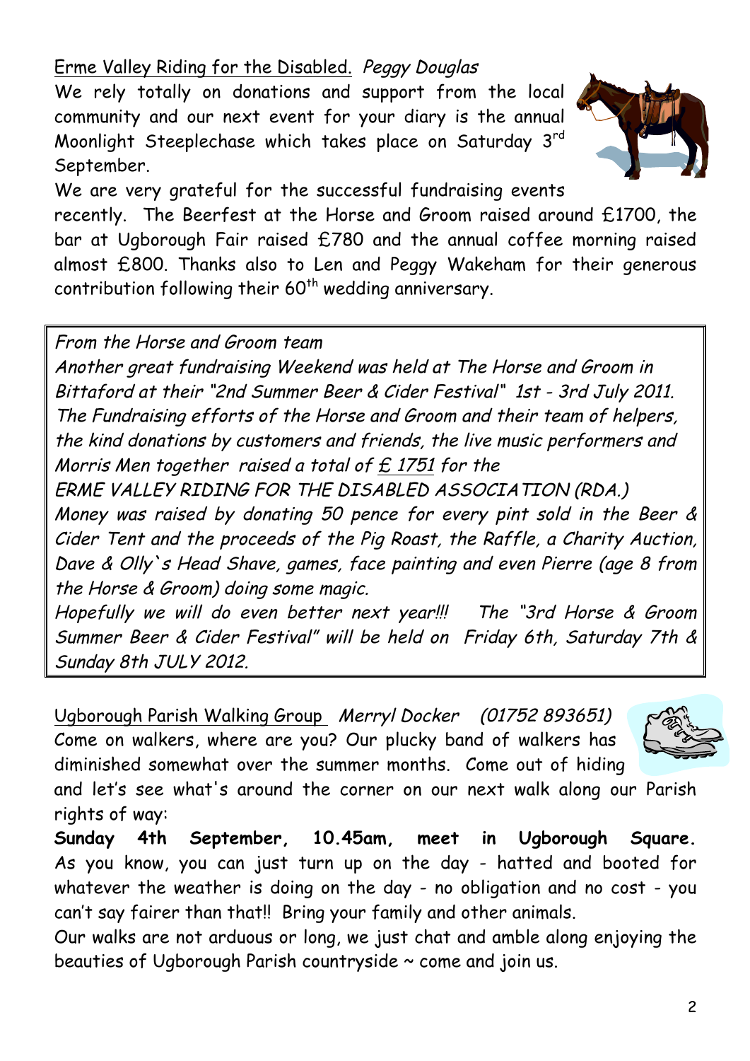Erme Valley Riding for the Disabled. *Peggy Douglas*

We rely totally on donations and support from the local community and our next event for your diary is the annual Moonlight Steeplechase which takes place on Saturday 3rd September.

We are very grateful for the successful fundraising events recently. The Beerfest at the Horse and Groom raised around £1700, the bar at Ugborough Fair raised £780 and the annual coffee morning raised almost £800. Thanks also to Len and Peggy Wakeham for their generous contribution following their 60th wedding anniversary.

*From the Horse and Groom team*

*Another great fundraising Weekend was held at The Horse and Groom in Bittaford at their "2nd Summer Beer & Cider Festival" 1st - 3rd July 2011. The Fundraising efforts of the Horse and Groom and their team of helpers, the kind donations by customers and friends, the live music performers and Morris Men together raised a total of £ 1751 for the ERME VALLEY RIDING FOR THE DISABLED ASSOCIATION (RDA.)*

*Money was raised by donating 50 pence for every pint sold in the Beer & Cider Tent and the proceeds of the Pig Roast, the Raffle, a Charity Auction, Dave & Olly's Head Shave, games, face painting and even Pierre (age 8 from the Horse & Groom) doing some magic.*

*Hopefully we will do even better next year!!! The "3rd Horse & Groom Summer Beer & Cider Festival" will be held on Friday 6th, Saturday 7th & Sunday 8th JULY 2012.*

Ugborough Parish Walking Group *Merryl Docker (01752 893651)*

Come on walkers, where are you? Our plucky band of walkers has diminished somewhat over the summer months. Come out of hiding and let's see what's around the corner on our next walk along our Parish rights of way:

**Sunday 4th September, 10.45am, meet in Ugborough Square.**

As you know, you can just turn up on the day - hatted and booted for whatever the weather is doing on the day - no obligation and no cost - you can't say fairer than that!! Bring your family and other animals.

Our walks are not arduous or long, we just chat and amble along enjoying the beauties of Ugborough Parish countryside ~ come and join us.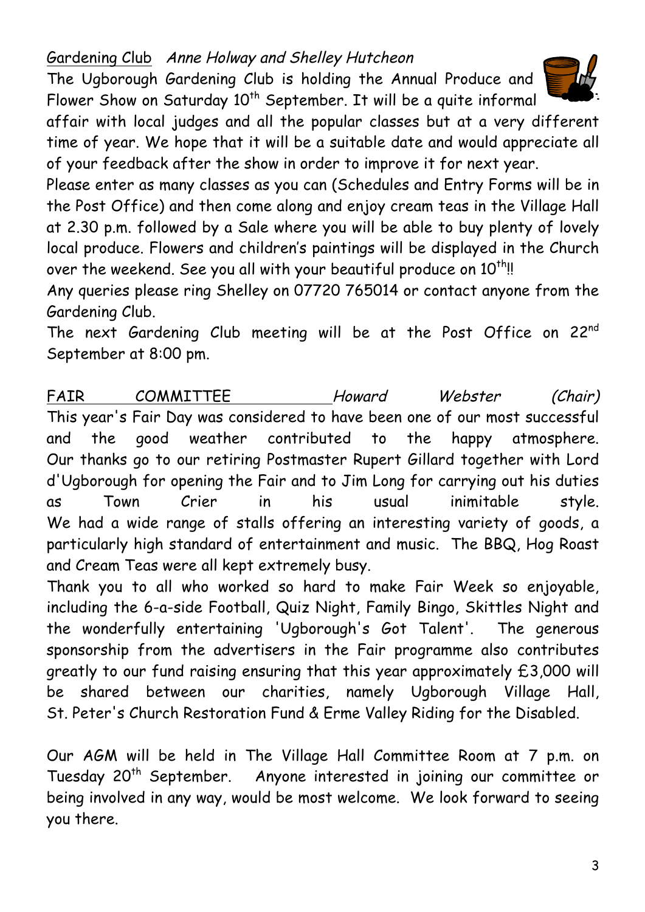Gardening Club *Anne Holway and Shelley Hutcheon*

The Ugborough Gardening Club is holding the Annual Produce and Flower Show on Saturday 10th September. It will be a quite informal affair with local judges and all the popular classes but at a very different time of year. We hope that it will be a suitable date and would appreciate all of your feedback after the show in order to improve it for next year.

Please enter as many classes as you can (Schedules and Entry Forms will be in the Post Office) and then come along and enjoy cream teas in the Village Hall at 2.30 p.m. followed by a Sale where you will be able to buy plenty of lovely local produce. Flowers and children's paintings will be displayed in the Church over the weekend. See you all with your beautiful produce on 10th!!

Any queries please ring Shelley on 07720 765014 or contact anyone from the Gardening Club.

The next Gardening Club meeting will be at the Post Office on 22nd September at 8:00 pm.

FAIR COMMITTEE *Howard Webster (Chair)*

This year's Fair Day was considered to have been one of our most successful and the good weather contributed to the happy atmosphere. Our thanks go to our retiring Postmaster Rupert Gillard together with Lord d'Ugborough for opening the Fair and to Jim Long for carrying out his duties as Town Crier in his usual inimitable style.

We had a wide range of stalls offering an interesting variety of goods, a particularly high standard of entertainment and music. The BBQ, Hog Roast and Cream Teas were all kept extremely busy.

Thank you to all who worked so hard to make Fair Week so enjoyable, including the 6-a-side Football, Quiz Night, Family Bingo, Skittles Night and the wonderfully entertaining 'Ugborough's Got Talent'. The generous sponsorship from the advertisers in the Fair programme also contributes greatly to our fund raising ensuring that this year approximately £3,000 will be shared between our charities, namely Ugborough Village Hall, St. Peter's Church Restoration Fund & Erme Valley Riding for the Disabled.

Our AGM will be held in The Village Hall Committee Room at 7 p.m. on Tuesday 20th September. Anyone interested in joining our committee or being involved in any way, would be most welcome. We look forward to seeing you there.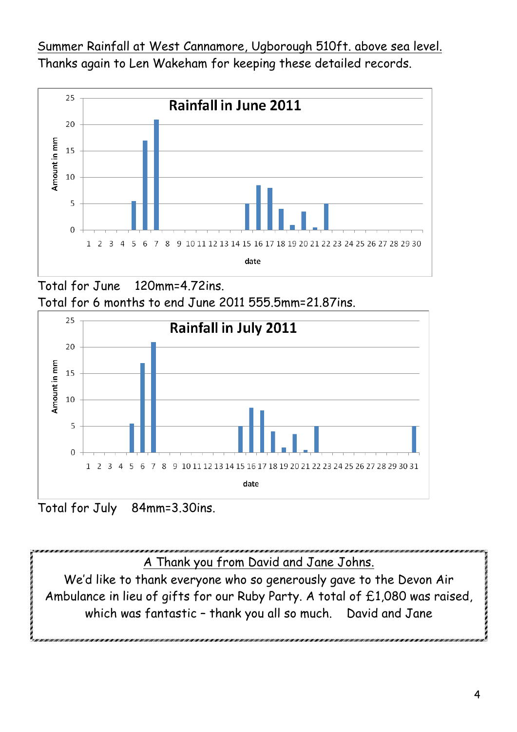Summer Rainfall at West Cannamore, Ugborough 510ft. above sea level.

Thanks again to Len Wakeham for keeping these detailed records.

**Rainfall in June 2011**

Total for June 120mm=4.72ins.

Total for 6 months to end June 2011 555.5mm=21.87ins.

**Rainfall in July 2011**

Total for July 84mm=3.30ins.

---

A Thank you from David and Jane Johns.

We'd like to thank everyone who so generously gave to the Devon Air Ambulance in lieu of gifts for our Ruby Party. A total of £1,080 was raised, which was fantastic – thank you all so much. David and Jane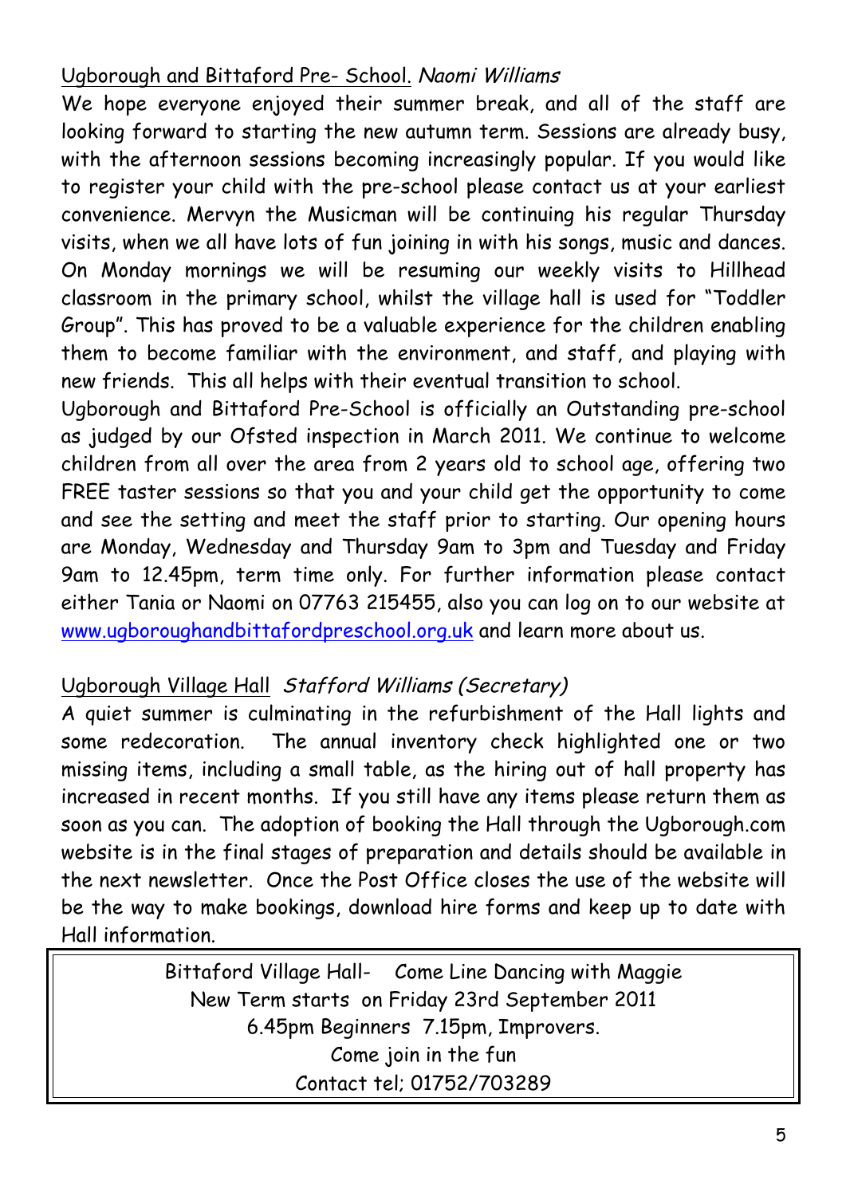## Ugborough and Bittaford Pre- School. *Naomi Williams*

We hope everyone enjoyed their summer break, and all of the staff are looking forward to starting the new autumn term. Sessions are already busy, with the afternoon sessions becoming increasingly popular. If you would like to register your child with the pre-school please contact us at your earliest convenience. Mervyn the Musicman will be continuing his regular Thursday visits, when we all have lots of fun joining in with his songs, music and dances. On Monday mornings we will be resuming our weekly visits to Hillhead classroom in the primary school, whilst the village hall is used for "Toddler Group". This has proved to be a valuable experience for the children enabling them to become familiar with the environment, and staff, and playing with new friends. This all helps with their eventual transition to school.

Ugborough and Bittaford Pre-School is officially an Outstanding pre-school as judged by our Ofsted inspection in March 2011. We continue to welcome children from all over the area from 2 years old to school age, offering two FREE taster sessions so that you and your child get the opportunity to come and see the setting and meet the staff prior to starting. Our opening hours are Monday, Wednesday and Thursday 9am to 3pm and Tuesday and Friday 9am to 12.45pm, term time only. For further information please contact either Tania or Naomi on 07763 215455, also you can log on to our website at www.ugboroughandbittafordpreschool.org.uk and learn more about us.

## Ugborough Village Hall *Stafford Williams (Secretary)*

A quiet summer is culminating in the refurbishment of the Hall lights and some redecoration. The annual inventory check highlighted one or two missing items, including a small table, as the hiring out of hall property has increased in recent months. If you still have any items please return them as soon as you can. The adoption of booking the Hall through the Ugborough.com website is in the final stages of preparation and details should be available in the next newsletter. Once the Post Office closes the use of the website will be the way to make bookings, download hire forms and keep up to date with Hall information.

---

Bittaford Village Hall- Come Line Dancing with Maggie
New Term starts on Friday 23rd September 2011
6.45pm Beginners 7.15pm, Improvers.
Come join in the fun
Contact tel; 01752/703289

---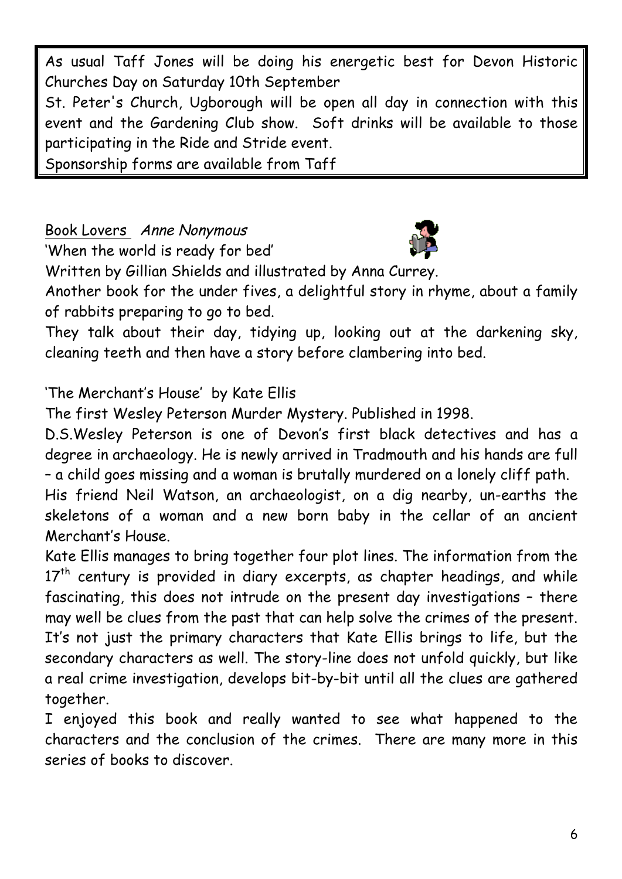As usual Taff Jones will be doing his energetic best for Devon Historic Churches Day on Saturday 10th September
St. Peter's Church, Ugborough will be open all day in connection with this event and the Gardening Club show. Soft drinks will be available to those participating in the Ride and Stride event.
Sponsorship forms are available from Taff

Book Lovers *Anne Nonymous*

'When the world is ready for bed'

Written by Gillian Shields and illustrated by Anna Currey.

Another book for the under fives, a delightful story in rhyme, about a family of rabbits preparing to go to bed.

They talk about their day, tidying up, looking out at the darkening sky, cleaning teeth and then have a story before clambering into bed.

'The Merchant's House' by Kate Ellis

The first Wesley Peterson Murder Mystery. Published in 1998.

D.S.Wesley Peterson is one of Devon's first black detectives and has a degree in archaeology. He is newly arrived in Tradmouth and his hands are full – a child goes missing and a woman is brutally murdered on a lonely cliff path.

His friend Neil Watson, an archaeologist, on a dig nearby, un-earths the skeletons of a woman and a new born baby in the cellar of an ancient Merchant's House.

Kate Ellis manages to bring together four plot lines. The information from the 17th century is provided in diary excerpts, as chapter headings, and while fascinating, this does not intrude on the present day investigations – there may well be clues from the past that can help solve the crimes of the present. It's not just the primary characters that Kate Ellis brings to life, but the secondary characters as well. The story-line does not unfold quickly, but like a real crime investigation, develops bit-by-bit until all the clues are gathered together.

I enjoyed this book and really wanted to see what happened to the characters and the conclusion of the crimes. There are many more in this series of books to discover.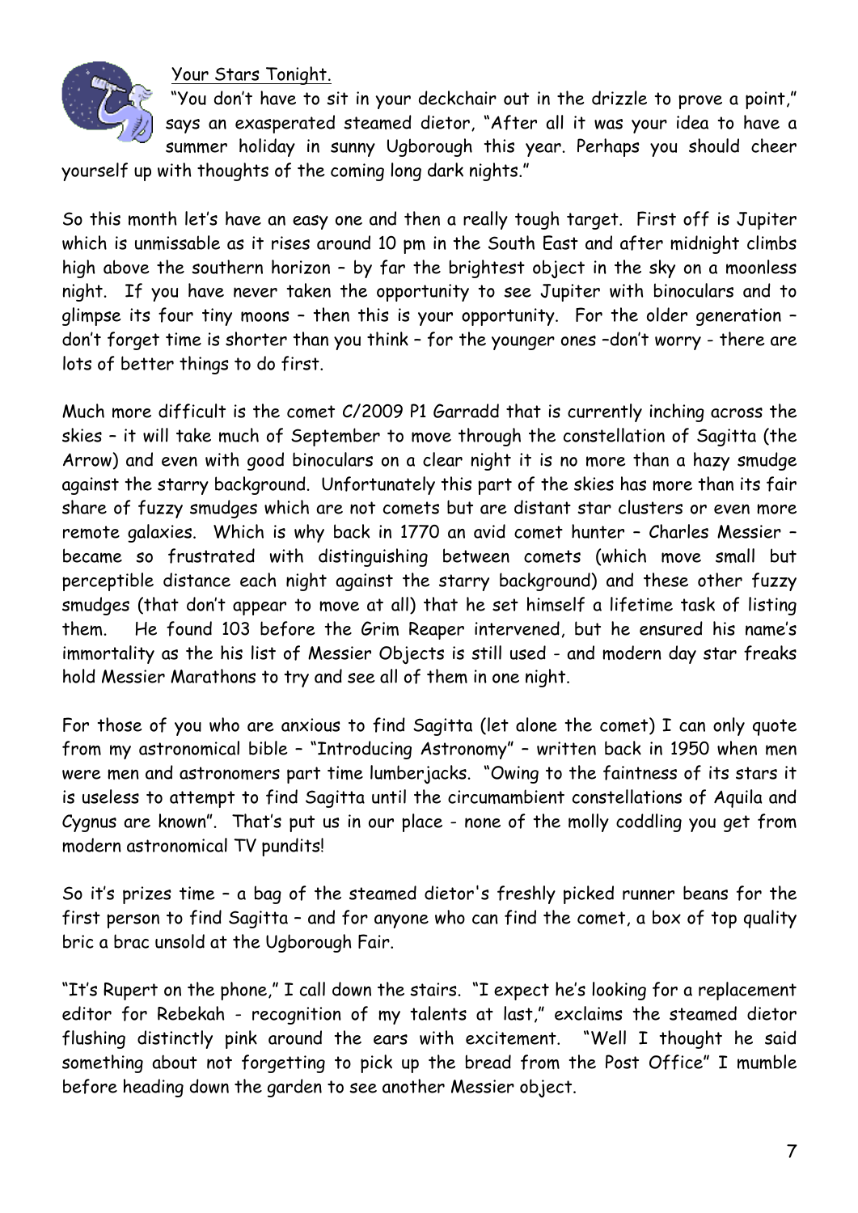## Your Stars Tonight.

"You don't have to sit in your deckchair out in the drizzle to prove a point," says an exasperated steamed dietor, "After all it was your idea to have a summer holiday in sunny Ugborough this year. Perhaps you should cheer yourself up with thoughts of the coming long dark nights."

So this month let's have an easy one and then a really tough target. First off is Jupiter which is unmissable as it rises around 10 pm in the South East and after midnight climbs high above the southern horizon – by far the brightest object in the sky on a moonless night. If you have never taken the opportunity to see Jupiter with binoculars and to glimpse its four tiny moons – then this is your opportunity. For the older generation – don't forget time is shorter than you think – for the younger ones –don't worry - there are lots of better things to do first.

Much more difficult is the comet C/2009 P1 Garradd that is currently inching across the skies – it will take much of September to move through the constellation of Sagitta (the Arrow) and even with good binoculars on a clear night it is no more than a hazy smudge against the starry background. Unfortunately this part of the skies has more than its fair share of fuzzy smudges which are not comets but are distant star clusters or even more remote galaxies. Which is why back in 1770 an avid comet hunter – Charles Messier – became so frustrated with distinguishing between comets (which move small but perceptible distance each night against the starry background) and these other fuzzy smudges (that don't appear to move at all) that he set himself a lifetime task of listing them. He found 103 before the Grim Reaper intervened, but he ensured his name's immortality as the his list of Messier Objects is still used - and modern day star freaks hold Messier Marathons to try and see all of them in one night.

For those of you who are anxious to find Sagitta (let alone the comet) I can only quote from my astronomical bible – "Introducing Astronomy" – written back in 1950 when men were men and astronomers part time lumberjacks. "Owing to the faintness of its stars it is useless to attempt to find Sagitta until the circumambient constellations of Aquila and Cygnus are known". That's put us in our place - none of the molly coddling you get from modern astronomical TV pundits!

So it's prizes time – a bag of the steamed dietor's freshly picked runner beans for the first person to find Sagitta – and for anyone who can find the comet, a box of top quality bric a brac unsold at the Ugborough Fair.

"It's Rupert on the phone," I call down the stairs. "I expect he's looking for a replacement editor for Rebekah - recognition of my talents at last," exclaims the steamed dietor flushing distinctly pink around the ears with excitement. "Well I thought he said something about not forgetting to pick up the bread from the Post Office" I mumble before heading down the garden to see another Messier object.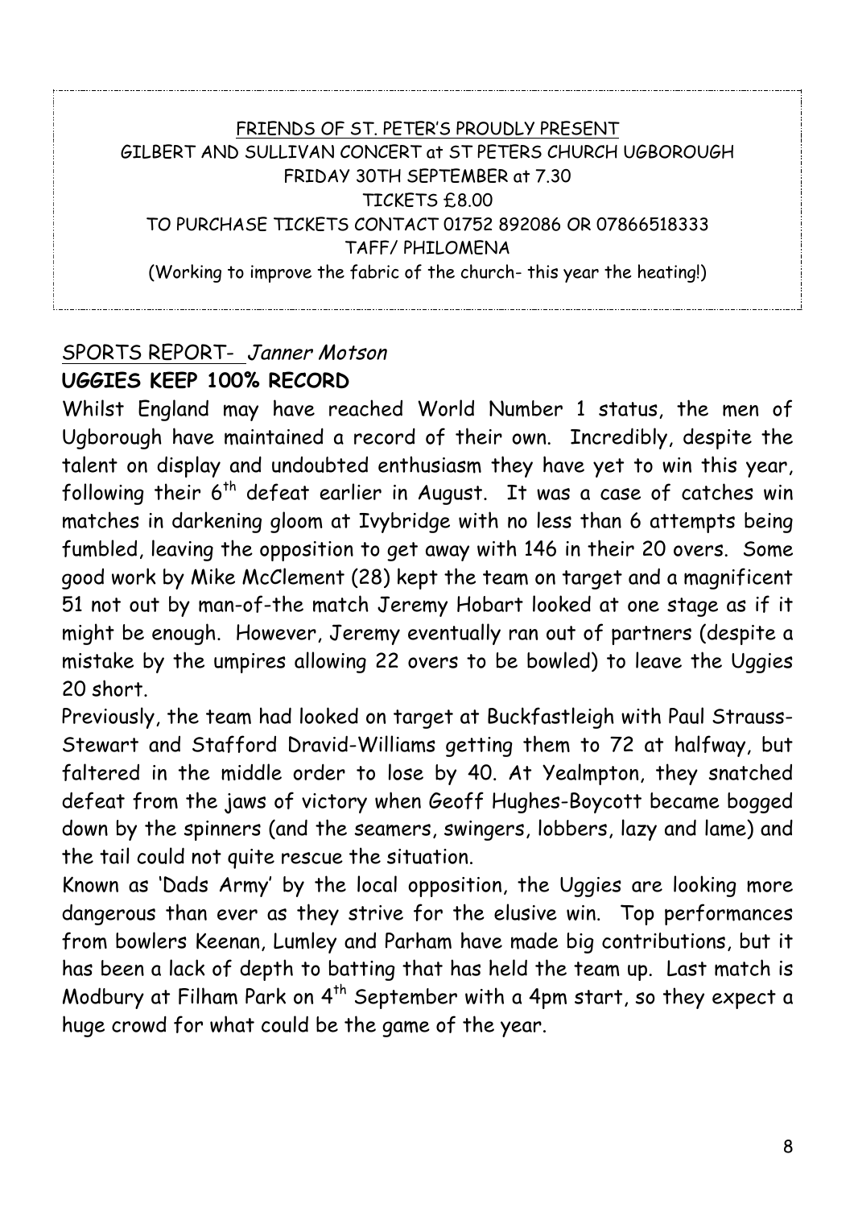FRIENDS OF ST. PETER'S PROUDLY PRESENT

GILBERT AND SULLIVAN CONCERT at ST PETERS CHURCH UGBOROUGH

FRIDAY 30TH SEPTEMBER at 7.30

TICKETS £8.00

TO PURCHASE TICKETS CONTACT 01752 892086 OR 07866518333

TAFF/ PHILOMENA

(Working to improve the fabric of the church- this year the heating!)

SPORTS REPORT- *Janner Motson*

**UGGIES KEEP 100% RECORD**

Whilst England may have reached World Number 1 status, the men of Ugborough have maintained a record of their own. Incredibly, despite the talent on display and undoubted enthusiasm they have yet to win this year, following their 6th defeat earlier in August. It was a case of catches win matches in darkening gloom at Ivybridge with no less than 6 attempts being fumbled, leaving the opposition to get away with 146 in their 20 overs. Some good work by Mike McClement (28) kept the team on target and a magnificent 51 not out by man-of-the match Jeremy Hobart looked at one stage as if it might be enough. However, Jeremy eventually ran out of partners (despite a mistake by the umpires allowing 22 overs to be bowled) to leave the Uggies 20 short.

Previously, the team had looked on target at Buckfastleigh with Paul Strauss-Stewart and Stafford Dravid-Williams getting them to 72 at halfway, but faltered in the middle order to lose by 40. At Yealmpton, they snatched defeat from the jaws of victory when Geoff Hughes-Boycott became bogged down by the spinners (and the seamers, swingers, lobbers, lazy and lame) and the tail could not quite rescue the situation.

Known as 'Dads Army' by the local opposition, the Uggies are looking more dangerous than ever as they strive for the elusive win. Top performances from bowlers Keenan, Lumley and Parham have made big contributions, but it has been a lack of depth to batting that has held the team up. Last match is Modbury at Filham Park on 4th September with a 4pm start, so they expect a huge crowd for what could be the game of the year.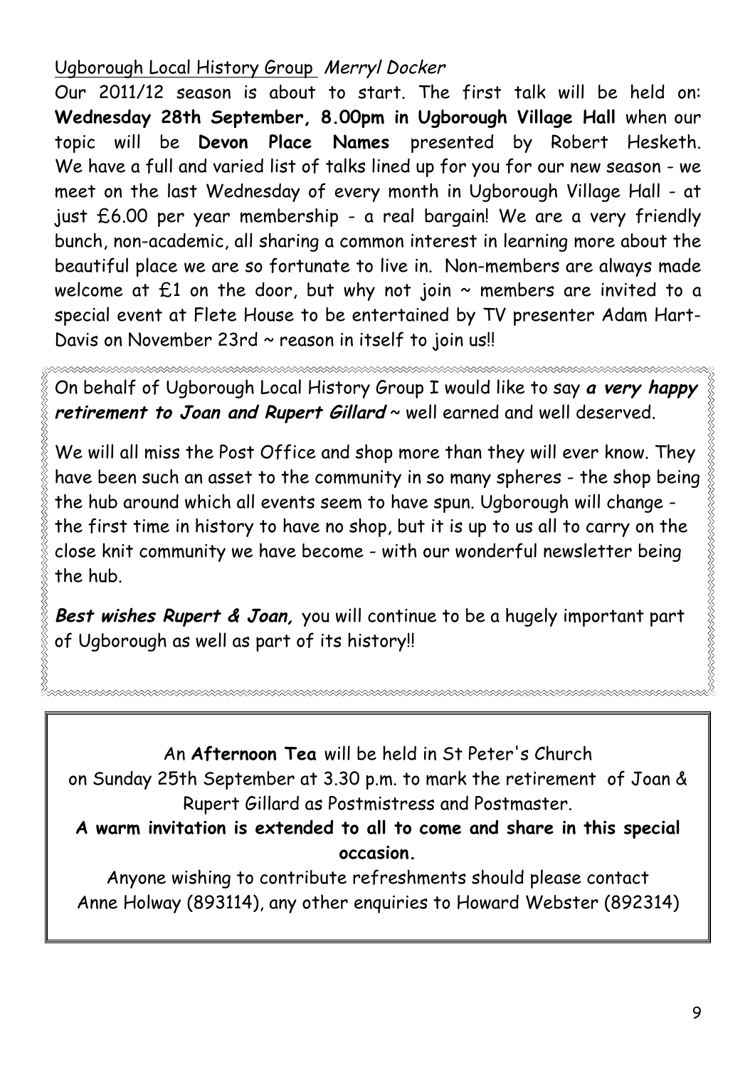Ugborough Local History Group *Merryl Docker*

Our 2011/12 season is about to start. The first talk will be held on: **Wednesday 28th September, 8.00pm in Ugborough Village Hall** when our topic will be **Devon Place Names** presented by Robert Hesketh. We have a full and varied list of talks lined up for you for our new season - we meet on the last Wednesday of every month in Ugborough Village Hall - at just £6.00 per year membership - a real bargain! We are a very friendly bunch, non-academic, all sharing a common interest in learning more about the beautiful place we are so fortunate to live in. Non-members are always made welcome at £1 on the door, but why not join ~ members are invited to a special event at Flete House to be entertained by TV presenter Adam Hart-Davis on November 23rd ~ reason in itself to join us!!

On behalf of Ugborough Local History Group I would like to say ***a very happy retirement to Joan and Rupert Gillard*** ~ well earned and well deserved.

We will all miss the Post Office and shop more than they will ever know. They have been such an asset to the community in so many spheres - the shop being the hub around which all events seem to have spun. Ugborough will change - the first time in history to have no shop, but it is up to us all to carry on the close knit community we have become - with our wonderful newsletter being the hub.

***Best wishes Rupert & Joan,*** you will continue to be a hugely important part of Ugborough as well as part of its history!!

An **Afternoon Tea** will be held in St Peter's Church on Sunday 25th September at 3.30 p.m. to mark the retirement of Joan & Rupert Gillard as Postmistress and Postmaster.

**A warm invitation is extended to all to come and share in this special occasion.**

Anyone wishing to contribute refreshments should please contact Anne Holway (893114), any other enquiries to Howard Webster (892314)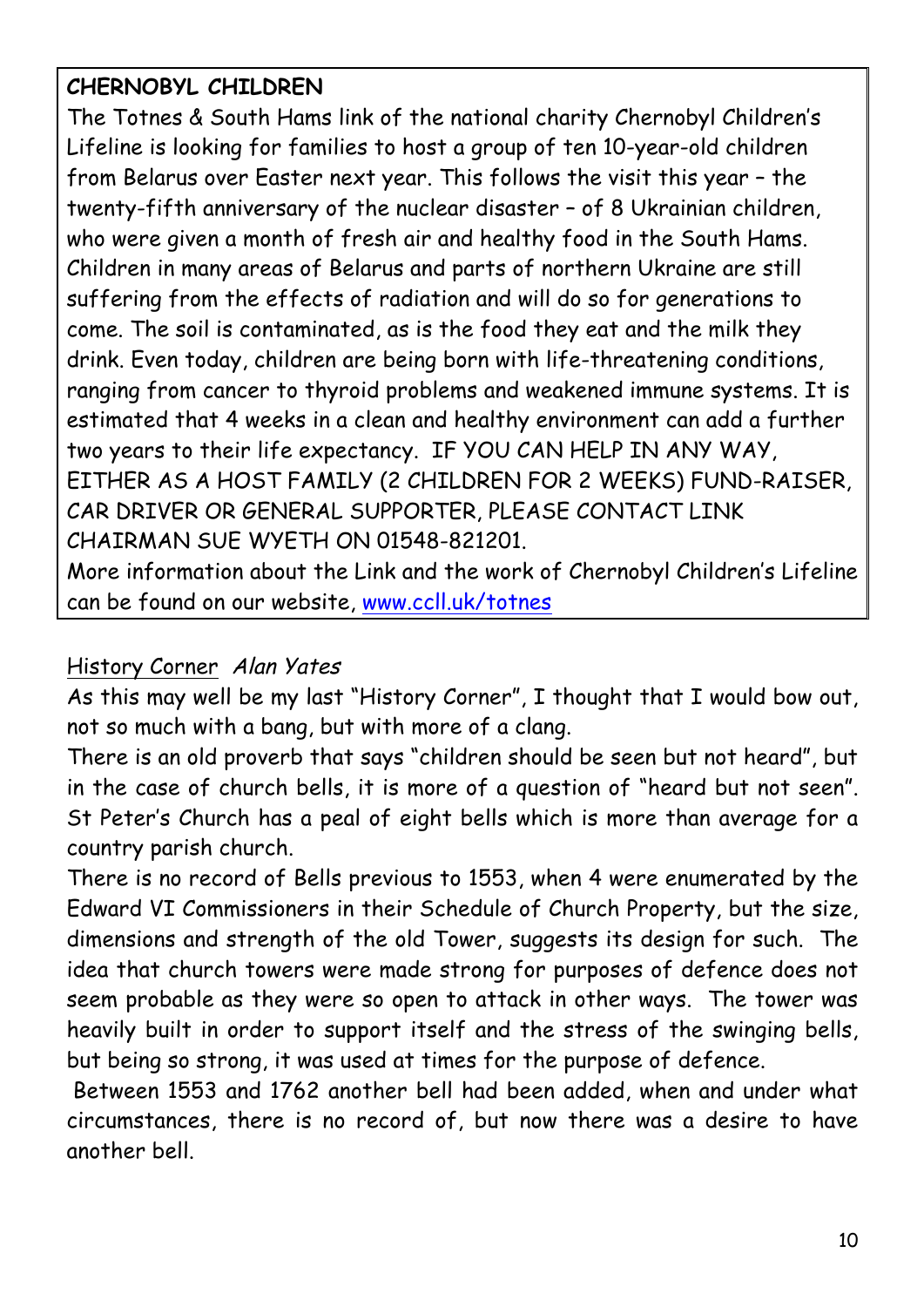**CHERNOBYL CHILDREN**

The Totnes & South Hams link of the national charity Chernobyl Children's Lifeline is looking for families to host a group of ten 10-year-old children from Belarus over Easter next year. This follows the visit this year – the twenty-fifth anniversary of the nuclear disaster – of 8 Ukrainian children, who were given a month of fresh air and healthy food in the South Hams. Children in many areas of Belarus and parts of northern Ukraine are still suffering from the effects of radiation and will do so for generations to come. The soil is contaminated, as is the food they eat and the milk they drink. Even today, children are being born with life-threatening conditions, ranging from cancer to thyroid problems and weakened immune systems. It is estimated that 4 weeks in a clean and healthy environment can add a further two years to their life expectancy. IF YOU CAN HELP IN ANY WAY, EITHER AS A HOST FAMILY (2 CHILDREN FOR 2 WEEKS) FUND-RAISER, CAR DRIVER OR GENERAL SUPPORTER, PLEASE CONTACT LINK CHAIRMAN SUE WYETH ON 01548-821201.

More information about the Link and the work of Chernobyl Children's Lifeline can be found on our website, [www.ccll.uk/totnes](http://www.ccll.uk/totnes)

History Corner *Alan Yates*

As this may well be my last "History Corner", I thought that I would bow out, not so much with a bang, but with more of a clang.

There is an old proverb that says "children should be seen but not heard", but in the case of church bells, it is more of a question of "heard but not seen". St Peter's Church has a peal of eight bells which is more than average for a country parish church.

There is no record of Bells previous to 1553, when 4 were enumerated by the Edward VI Commissioners in their Schedule of Church Property, but the size, dimensions and strength of the old Tower, suggests its design for such. The idea that church towers were made strong for purposes of defence does not seem probable as they were so open to attack in other ways. The tower was heavily built in order to support itself and the stress of the swinging bells, but being so strong, it was used at times for the purpose of defence.

Between 1553 and 1762 another bell had been added, when and under what circumstances, there is no record of, but now there was a desire to have another bell.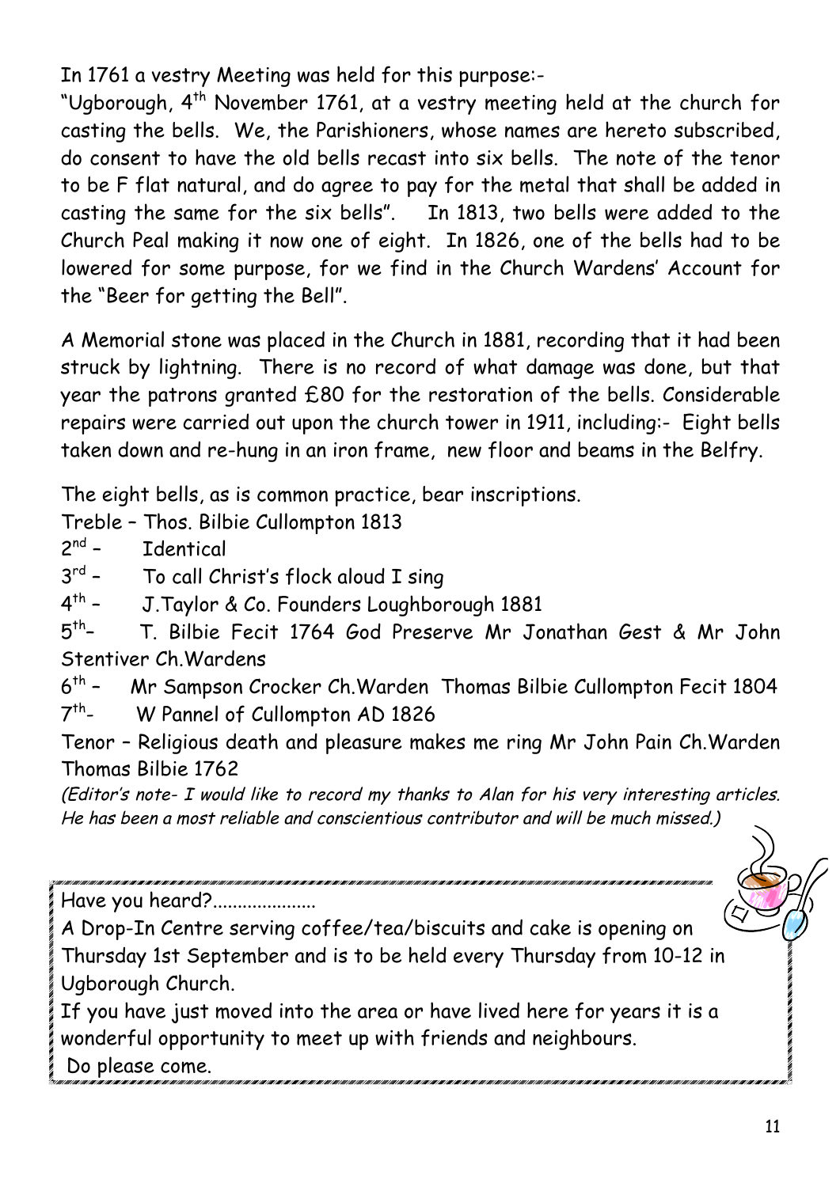In 1761 a vestry Meeting was held for this purpose:-

"Ugborough, 4th November 1761, at a vestry meeting held at the church for casting the bells. We, the Parishioners, whose names are hereto subscribed, do consent to have the old bells recast into six bells. The note of the tenor to be F flat natural, and do agree to pay for the metal that shall be added in casting the same for the six bells". In 1813, two bells were added to the Church Peal making it now one of eight. In 1826, one of the bells had to be lowered for some purpose, for we find in the Church Wardens' Account for the "Beer for getting the Bell".

A Memorial stone was placed in the Church in 1881, recording that it had been struck by lightning. There is no record of what damage was done, but that year the patrons granted £80 for the restoration of the bells. Considerable repairs were carried out upon the church tower in 1911, including:- Eight bells taken down and re-hung in an iron frame, new floor and beams in the Belfry.

The eight bells, as is common practice, bear inscriptions.

Treble – Thos. Bilbie Cullompton 1813
2nd – Identical
3rd – To call Christ's flock aloud I sing
4th – J.Taylor & Co. Founders Loughborough 1881
5th– T. Bilbie Fecit 1764 God Preserve Mr Jonathan Gest & Mr John Stentiver Ch.Wardens
6th – Mr Sampson Crocker Ch.Warden Thomas Bilbie Cullompton Fecit 1804
7th- W Pannel of Cullompton AD 1826
Tenor – Religious death and pleasure makes me ring Mr John Pain Ch.Warden Thomas Bilbie 1762

*(Editor's note- I would like to record my thanks to Alan for his very interesting articles. He has been a most reliable and conscientious contributor and will be much missed.)*

Have you heard?....................

A Drop-In Centre serving coffee/tea/biscuits and cake is opening on Thursday 1st September and is to be held every Thursday from 10-12 in Ugborough Church.

If you have just moved into the area or have lived here for years it is a wonderful opportunity to meet up with friends and neighbours.

Do please come.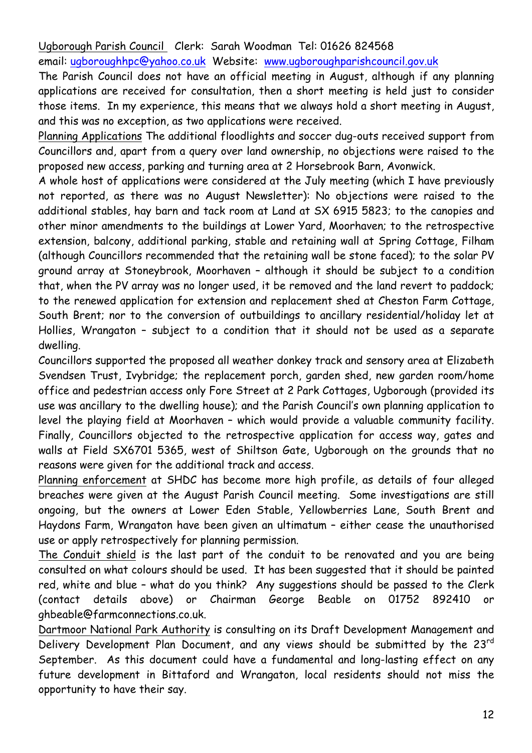Ugborough Parish Council Clerk: Sarah Woodman Tel: 01626 824568
email: ugboroughhpc@yahoo.co.uk Website: www.ugboroughparishcouncil.gov.uk

The Parish Council does not have an official meeting in August, although if any planning applications are received for consultation, then a short meeting is held just to consider those items. In my experience, this means that we always hold a short meeting in August, and this was no exception, as two applications were received.

Planning Applications The additional floodlights and soccer dug-outs received support from Councillors and, apart from a query over land ownership, no objections were raised to the proposed new access, parking and turning area at 2 Horsebrook Barn, Avonwick.

A whole host of applications were considered at the July meeting (which I have previously not reported, as there was no August Newsletter): No objections were raised to the additional stables, hay barn and tack room at Land at SX 6915 5823; to the canopies and other minor amendments to the buildings at Lower Yard, Moorhaven; to the retrospective extension, balcony, additional parking, stable and retaining wall at Spring Cottage, Filham (although Councillors recommended that the retaining wall be stone faced); to the solar PV ground array at Stoneybrook, Moorhaven – although it should be subject to a condition that, when the PV array was no longer used, it be removed and the land revert to paddock; to the renewed application for extension and replacement shed at Cheston Farm Cottage, South Brent; nor to the conversion of outbuildings to ancillary residential/holiday let at Hollies, Wrangaton – subject to a condition that it should not be used as a separate dwelling.

Councillors supported the proposed all weather donkey track and sensory area at Elizabeth Svendsen Trust, Ivybridge; the replacement porch, garden shed, new garden room/home office and pedestrian access only Fore Street at 2 Park Cottages, Ugborough (provided its use was ancillary to the dwelling house); and the Parish Council's own planning application to level the playing field at Moorhaven – which would provide a valuable community facility. Finally, Councillors objected to the retrospective application for access way, gates and walls at Field SX6701 5365, west of Shiltson Gate, Ugborough on the grounds that no reasons were given for the additional track and access.

Planning enforcement at SHDC has become more high profile, as details of four alleged breaches were given at the August Parish Council meeting. Some investigations are still ongoing, but the owners at Lower Eden Stable, Yellowberries Lane, South Brent and Haydons Farm, Wrangaton have been given an ultimatum – either cease the unauthorised use or apply retrospectively for planning permission.

The Conduit shield is the last part of the conduit to be renovated and you are being consulted on what colours should be used. It has been suggested that it should be painted red, white and blue – what do you think? Any suggestions should be passed to the Clerk (contact details above) or Chairman George Beable on 01752 892410 or ghbeable@farmconnections.co.uk.

Dartmoor National Park Authority is consulting on its Draft Development Management and Delivery Development Plan Document, and any views should be submitted by the 23rd September. As this document could have a fundamental and long-lasting effect on any future development in Bittaford and Wrangaton, local residents should not miss the opportunity to have their say.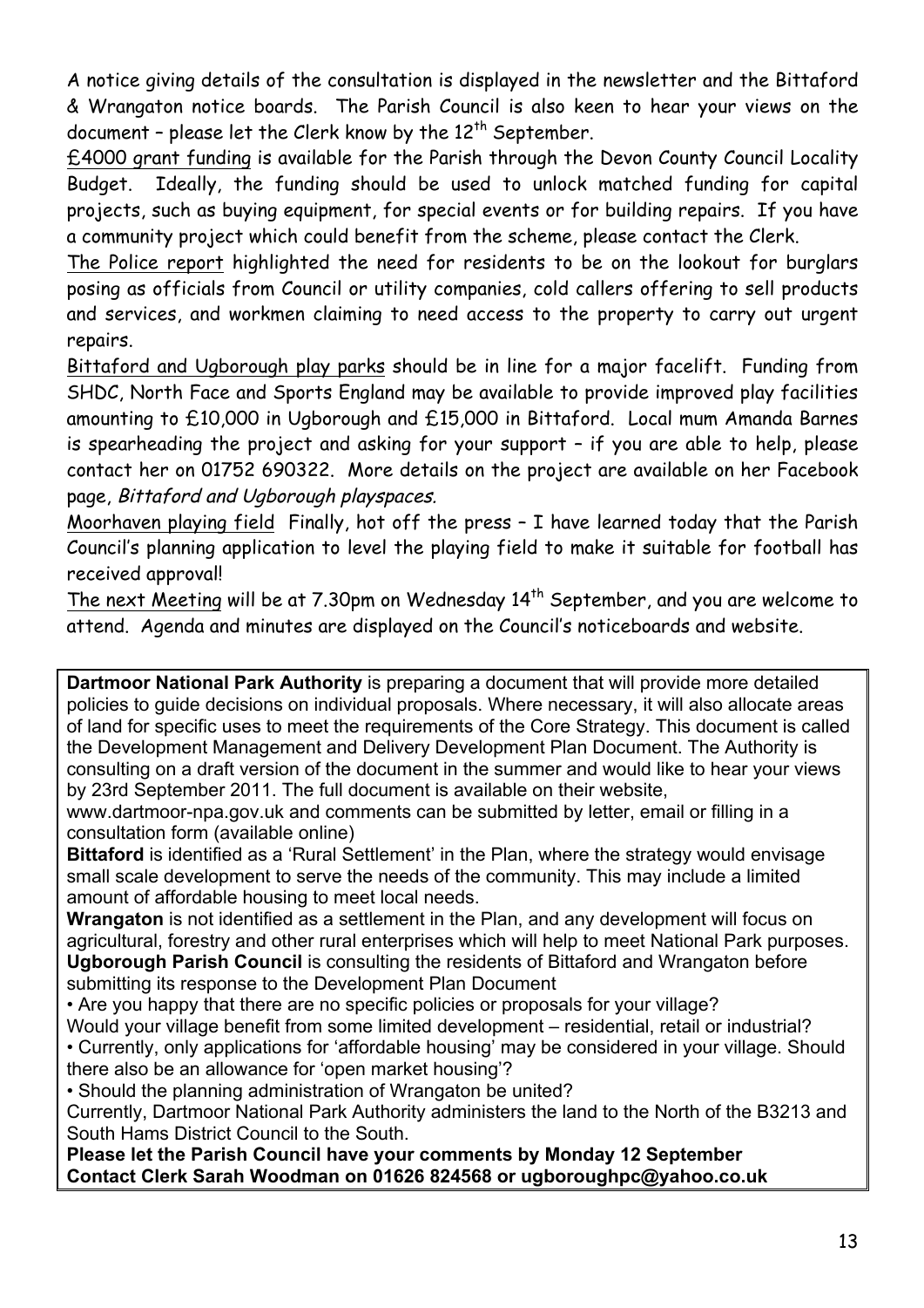A notice giving details of the consultation is displayed in the newsletter and the Bittaford & Wrangaton notice boards. The Parish Council is also keen to hear your views on the document – please let the Clerk know by the 12th September.

£4000 grant funding is available for the Parish through the Devon County Council Locality Budget. Ideally, the funding should be used to unlock matched funding for capital projects, such as buying equipment, for special events or for building repairs. If you have a community project which could benefit from the scheme, please contact the Clerk.

The Police report highlighted the need for residents to be on the lookout for burglars posing as officials from Council or utility companies, cold callers offering to sell products and services, and workmen claiming to need access to the property to carry out urgent repairs.

Bittaford and Ugborough play parks should be in line for a major facelift. Funding from SHDC, North Face and Sports England may be available to provide improved play facilities amounting to £10,000 in Ugborough and £15,000 in Bittaford. Local mum Amanda Barnes is spearheading the project and asking for your support – if you are able to help, please contact her on 01752 690322. More details on the project are available on her Facebook page, *Bittaford and Ugborough playspaces.*

Moorhaven playing field Finally, hot off the press – I have learned today that the Parish Council's planning application to level the playing field to make it suitable for football has received approval!

The next Meeting will be at 7.30pm on Wednesday 14th September, and you are welcome to attend. Agenda and minutes are displayed on the Council's noticeboards and website.

---

**Dartmoor National Park Authority** is preparing a document that will provide more detailed policies to guide decisions on individual proposals. Where necessary, it will also allocate areas of land for specific uses to meet the requirements of the Core Strategy. This document is called the Development Management and Delivery Development Plan Document. The Authority is consulting on a draft version of the document in the summer and would like to hear your views by 23rd September 2011. The full document is available on their website, www.dartmoor-npa.gov.uk and comments can be submitted by letter, email or filling in a consultation form (available online)

**Bittaford** is identified as a 'Rural Settlement' in the Plan, where the strategy would envisage small scale development to serve the needs of the community. This may include a limited amount of affordable housing to meet local needs.

**Wrangaton** is not identified as a settlement in the Plan, and any development will focus on agricultural, forestry and other rural enterprises which will help to meet National Park purposes.

**Ugborough Parish Council** is consulting the residents of Bittaford and Wrangaton before submitting its response to the Development Plan Document

- Are you happy that there are no specific policies or proposals for your village? Would your village benefit from some limited development – residential, retail or industrial?
- Currently, only applications for 'affordable housing' may be considered in your village. Should there also be an allowance for 'open market housing'?
- Should the planning administration of Wrangaton be united? Currently, Dartmoor National Park Authority administers the land to the North of the B3213 and South Hams District Council to the South.

**Please let the Parish Council have your comments by Monday 12 September**
**Contact Clerk Sarah Woodman on 01626 824568 or ugboroughpc@yahoo.co.uk**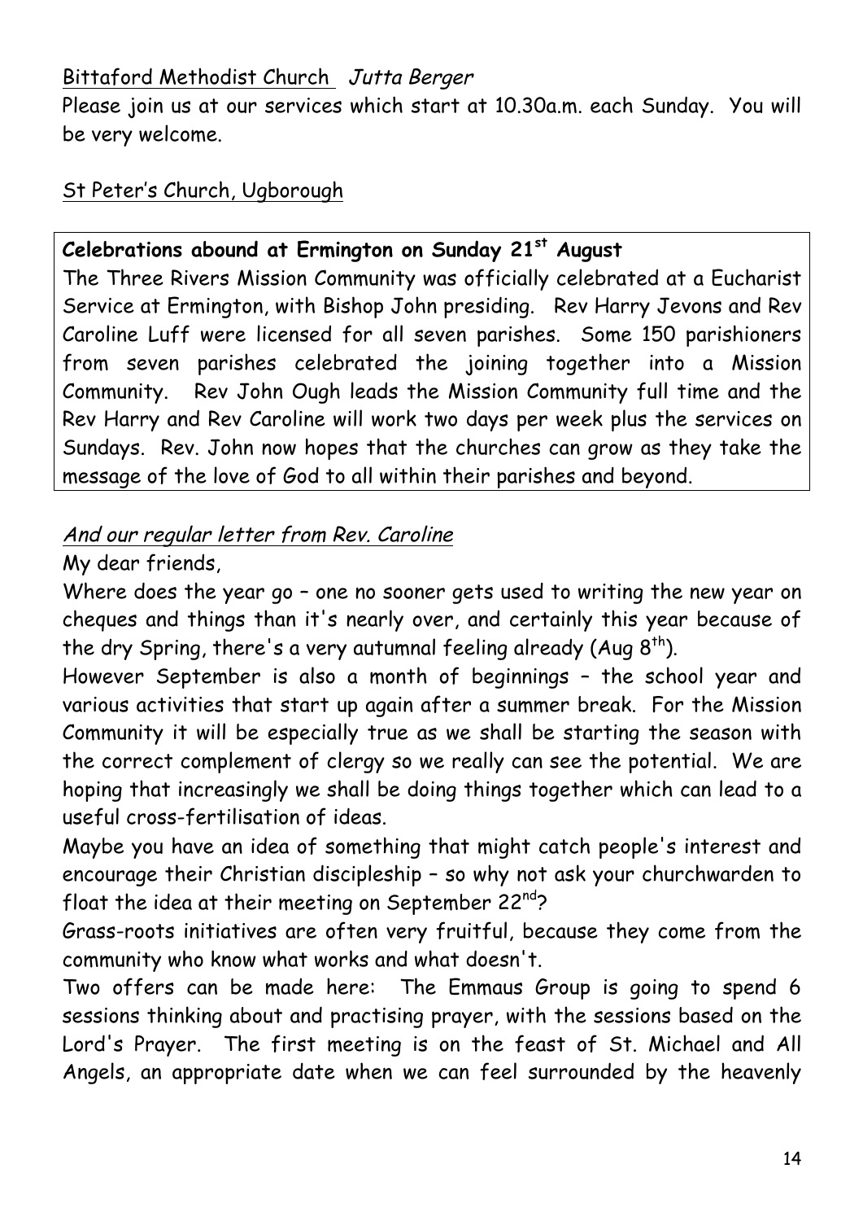Bittaford Methodist Church *Jutta Berger*

Please join us at our services which start at 10.30a.m. each Sunday. You will be very welcome.

St Peter's Church, Ugborough

**Celebrations abound at Ermington on Sunday 21st August**

The Three Rivers Mission Community was officially celebrated at a Eucharist Service at Ermington, with Bishop John presiding. Rev Harry Jevons and Rev Caroline Luff were licensed for all seven parishes. Some 150 parishioners from seven parishes celebrated the joining together into a Mission Community. Rev John Ough leads the Mission Community full time and the Rev Harry and Rev Caroline will work two days per week plus the services on Sundays. Rev. John now hopes that the churches can grow as they take the message of the love of God to all within their parishes and beyond.

*And our regular letter from Rev. Caroline*

My dear friends,

Where does the year go – one no sooner gets used to writing the new year on cheques and things than it's nearly over, and certainly this year because of the dry Spring, there's a very autumnal feeling already (Aug 8th).

However September is also a month of beginnings – the school year and various activities that start up again after a summer break. For the Mission Community it will be especially true as we shall be starting the season with the correct complement of clergy so we really can see the potential. We are hoping that increasingly we shall be doing things together which can lead to a useful cross-fertilisation of ideas.

Maybe you have an idea of something that might catch people's interest and encourage their Christian discipleship – so why not ask your churchwarden to float the idea at their meeting on September 22nd?

Grass-roots initiatives are often very fruitful, because they come from the community who know what works and what doesn't.

Two offers can be made here: The Emmaus Group is going to spend 6 sessions thinking about and practising prayer, with the sessions based on the Lord's Prayer. The first meeting is on the feast of St. Michael and All Angels, an appropriate date when we can feel surrounded by the heavenly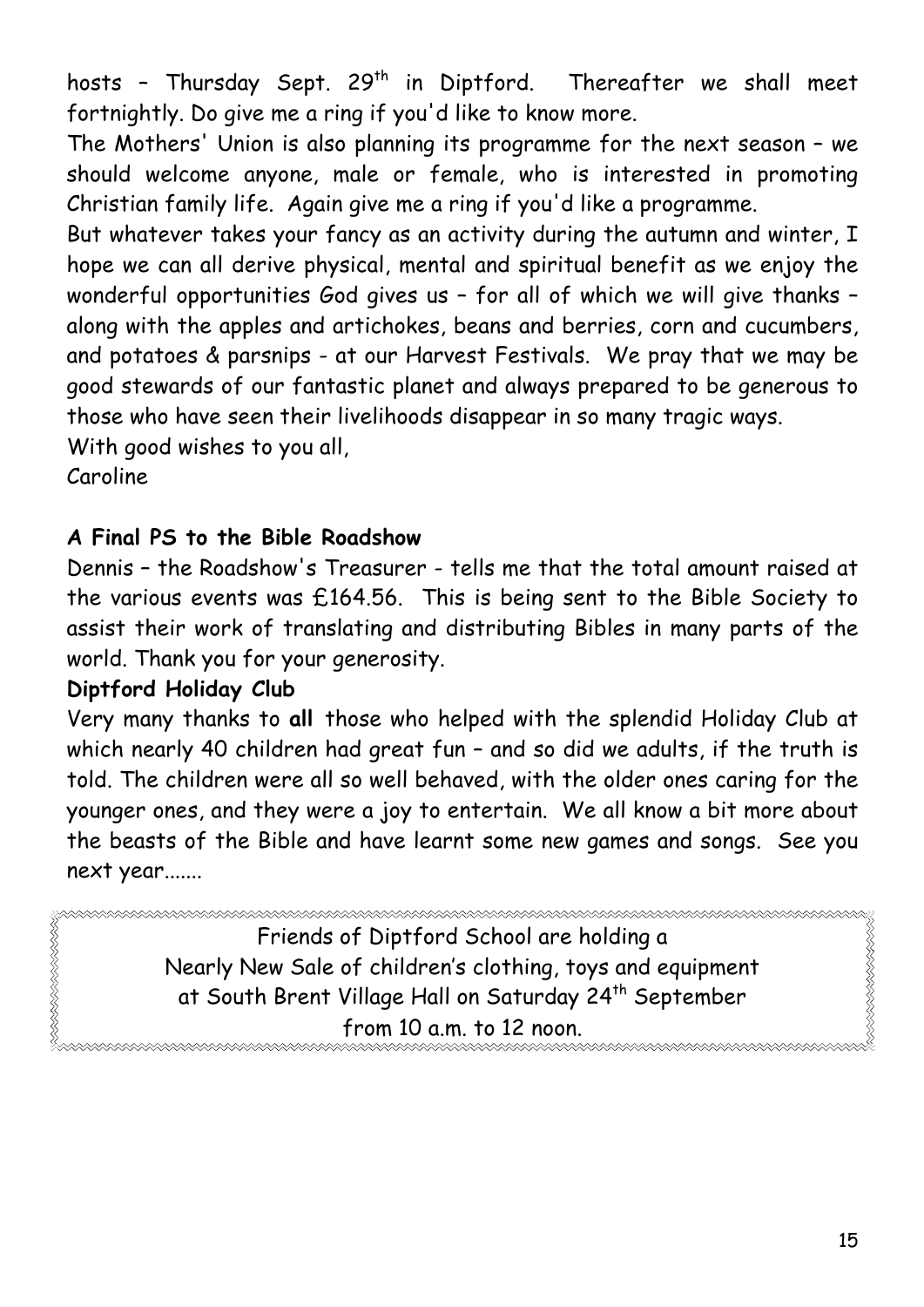hosts – Thursday Sept. 29th in Diptford. Thereafter we shall meet fortnightly. Do give me a ring if you'd like to know more.

The Mothers' Union is also planning its programme for the next season – we should welcome anyone, male or female, who is interested in promoting Christian family life. Again give me a ring if you'd like a programme.

But whatever takes your fancy as an activity during the autumn and winter, I hope we can all derive physical, mental and spiritual benefit as we enjoy the wonderful opportunities God gives us – for all of which we will give thanks – along with the apples and artichokes, beans and berries, corn and cucumbers, and potatoes & parsnips - at our Harvest Festivals. We pray that we may be good stewards of our fantastic planet and always prepared to be generous to those who have seen their livelihoods disappear in so many tragic ways.

With good wishes to you all,

Caroline

**A Final PS to the Bible Roadshow**

Dennis – the Roadshow's Treasurer - tells me that the total amount raised at the various events was £164.56. This is being sent to the Bible Society to assist their work of translating and distributing Bibles in many parts of the world. Thank you for your generosity.

**Diptford Holiday Club**

Very many thanks to **all** those who helped with the splendid Holiday Club at which nearly 40 children had great fun – and so did we adults, if the truth is told. The children were all so well behaved, with the older ones caring for the younger ones, and they were a joy to entertain. We all know a bit more about the beasts of the Bible and have learnt some new games and songs. See you next year.......

Friends of Diptford School are holding a
Nearly New Sale of children's clothing, toys and equipment
at South Brent Village Hall on Saturday 24th September
from 10 a.m. to 12 noon.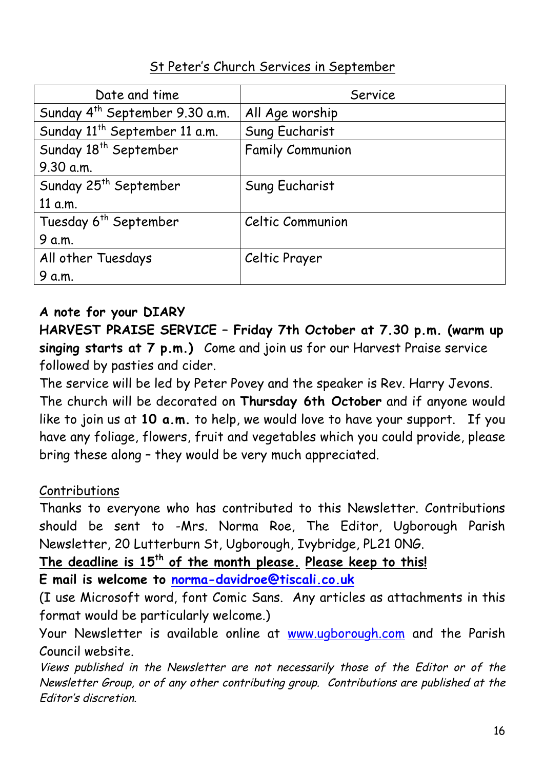St Peter's Church Services in September

| Date and time | Service |
|---|---|
| Sunday 4th September 9.30 a.m. | All Age worship |
| Sunday 11th September 11 a.m. | Sung Eucharist |
| Sunday 18th September 9.30 a.m. | Family Communion |
| Sunday 25th September 11 a.m. | Sung Eucharist |
| Tuesday 6th September 9 a.m. | Celtic Communion |
| All other Tuesdays 9 a.m. | Celtic Prayer |

**A note for your DIARY**

**HARVEST PRAISE SERVICE – Friday 7th October at 7.30 p.m. (warm up singing starts at 7 p.m.)** Come and join us for our Harvest Praise service followed by pasties and cider.

The service will be led by Peter Povey and the speaker is Rev. Harry Jevons.

The church will be decorated on **Thursday 6th October** and if anyone would like to join us at **10 a.m.** to help, we would love to have your support. If you have any foliage, flowers, fruit and vegetables which you could provide, please bring these along – they would be very much appreciated.

Contributions

Thanks to everyone who has contributed to this Newsletter. Contributions should be sent to -Mrs. Norma Roe, The Editor, Ugborough Parish Newsletter, 20 Lutterburn St, Ugborough, Ivybridge, PL21 0NG.

**The deadline is 15th of the month please. Please keep to this!**

**E mail is welcome to norma-davidroe@tiscali.co.uk**

(I use Microsoft word, font Comic Sans. Any articles as attachments in this format would be particularly welcome.)

Your Newsletter is available online at www.ugborough.com and the Parish Council website.

*Views published in the Newsletter are not necessarily those of the Editor or of the Newsletter Group, or of any other contributing group. Contributions are published at the Editor's discretion.*